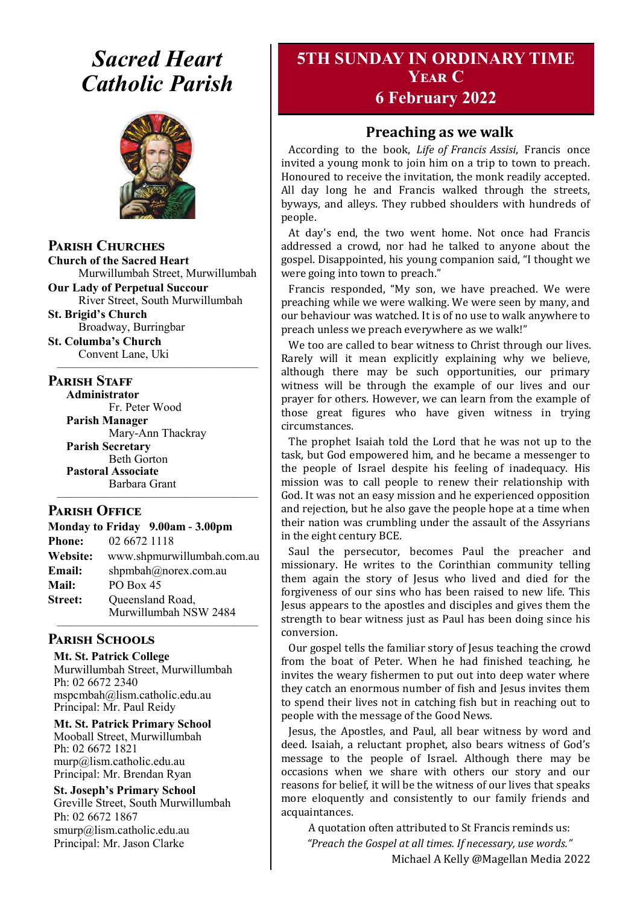# *Sacred Heart Catholic Parish*

## Parish Churches

**Church of the Sacred Heart**
Murwillumbah Street, Murwillumbah

**Our Lady of Perpetual Succour**
River Street, South Murwillumbah

**St. Brigid's Church**
Broadway, Burringbar

**St. Columba's Church**
Convent Lane, Uki

## Parish Staff

**Administrator**
Fr. Peter Wood

**Parish Manager**
Mary-Ann Thackray

**Parish Secretary**
Beth Gorton

**Pastoral Associate**
Barbara Grant

## Parish Office

**Monday to Friday 9.00am - 3.00pm**

**Phone:** 02 6672 1118
**Website:** www.shpmurwillumbah.com.au
**Email:** shpmbah@norex.com.au
**Mail:** PO Box 45
**Street:** Queensland Road, Murwillumbah NSW 2484

## Parish Schools

**Mt. St. Patrick College**
Murwillumbah Street, Murwillumbah
Ph: 02 6672 2340
mspcmbah@lism.catholic.edu.au
Principal: Mr. Paul Reidy

**Mt. St. Patrick Primary School**
Mooball Street, Murwillumbah
Ph: 02 6672 1821
murp@lism.catholic.edu.au
Principal: Mr. Brendan Ryan

**St. Joseph's Primary School**
Greville Street, South Murwillumbah
Ph: 02 6672 1867
smurp@lism.catholic.edu.au
Principal: Mr. Jason Clarke

# 5TH SUNDAY IN ORDINARY TIME
## Year C
## 6 February 2022

## Preaching as we walk

According to the book, *Life of Francis Assisi*, Francis once invited a young monk to join him on a trip to town to preach. Honoured to receive the invitation, the monk readily accepted. All day long he and Francis walked through the streets, byways, and alleys. They rubbed shoulders with hundreds of people.

At day's end, the two went home. Not once had Francis addressed a crowd, nor had he talked to anyone about the gospel. Disappointed, his young companion said, "I thought we were going into town to preach."

Francis responded, "My son, we have preached. We were preaching while we were walking. We were seen by many, and our behaviour was watched. It is of no use to walk anywhere to preach unless we preach everywhere as we walk!"

We too are called to bear witness to Christ through our lives. Rarely will it mean explicitly explaining why we believe, although there may be such opportunities, our primary witness will be through the example of our lives and our prayer for others. However, we can learn from the example of those great figures who have given witness in trying circumstances.

The prophet Isaiah told the Lord that he was not up to the task, but God empowered him, and he became a messenger to the people of Israel despite his feeling of inadequacy. His mission was to call people to renew their relationship with God. It was not an easy mission and he experienced opposition and rejection, but he also gave the people hope at a time when their nation was crumbling under the assault of the Assyrians in the eight century BCE.

Saul the persecutor, becomes Paul the preacher and missionary. He writes to the Corinthian community telling them again the story of Jesus who lived and died for the forgiveness of our sins who has been raised to new life. This Jesus appears to the apostles and disciples and gives them the strength to bear witness just as Paul has been doing since his conversion.

Our gospel tells the familiar story of Jesus teaching the crowd from the boat of Peter. When he had finished teaching, he invites the weary fishermen to put out into deep water where they catch an enormous number of fish and Jesus invites them to spend their lives not in catching fish but in reaching out to people with the message of the Good News.

Jesus, the Apostles, and Paul, all bear witness by word and deed. Isaiah, a reluctant prophet, also bears witness of God's message to the people of Israel. Although there may be occasions when we share with others our story and our reasons for belief, it will be the witness of our lives that speaks more eloquently and consistently to our family friends and acquaintances.

A quotation often attributed to St Francis reminds us:
*"Preach the Gospel at all times. If necessary, use words."*

Michael A Kelly @Magellan Media 2022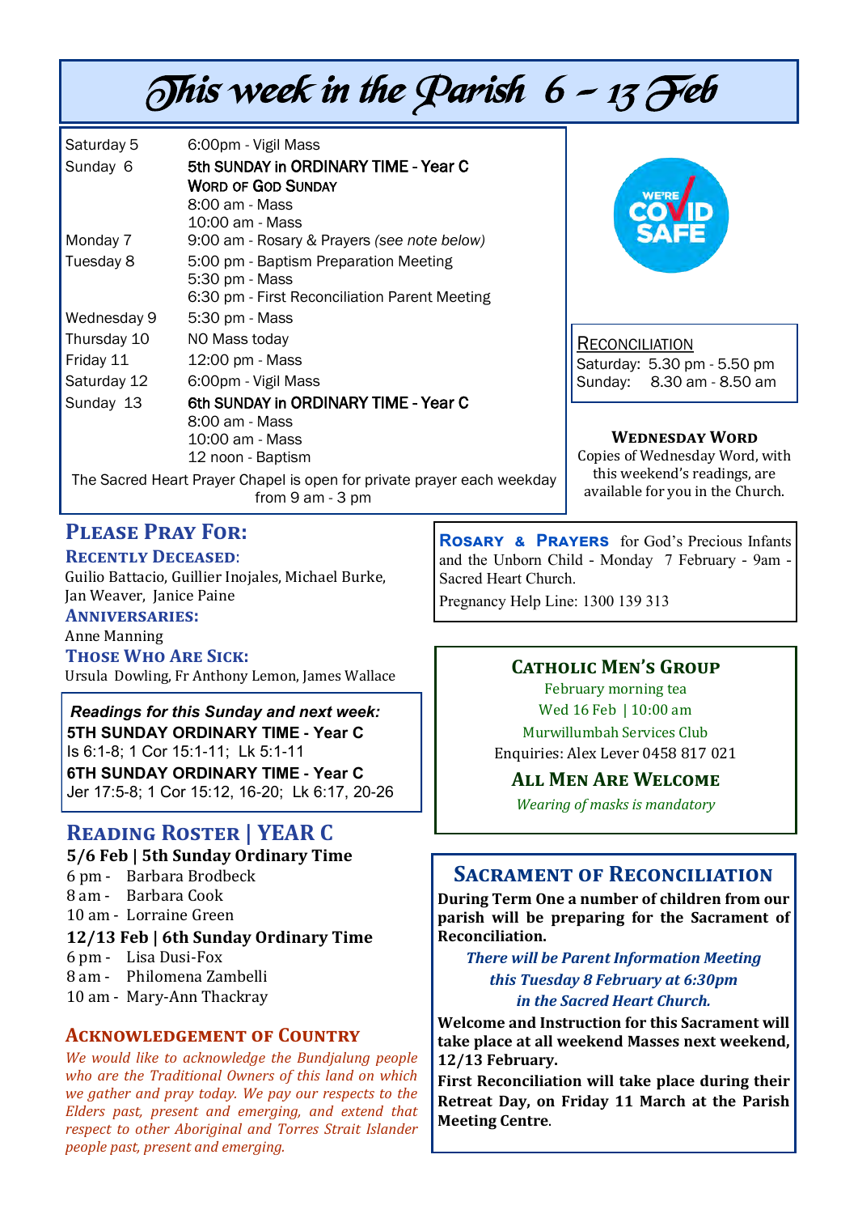# This week in the Parish 6 – 13 Feb

| | |
|---|---|
| Saturday 5 | 6:00pm - Vigil Mass |
| Sunday 6 | **5th SUNDAY in ORDINARY TIME - Year C**<br>**WORD OF GOD SUNDAY**<br>8:00 am - Mass<br>10:00 am - Mass |
| Monday 7 | 9:00 am - Rosary & Prayers *(see note below)* |
| Tuesday 8 | 5:00 pm - Baptism Preparation Meeting<br>5:30 pm - Mass<br>6:30 pm - First Reconciliation Parent Meeting |
| Wednesday 9 | 5:30 pm - Mass |
| Thursday 10 | NO Mass today |
| Friday 11 | 12:00 pm - Mass |
| Saturday 12 | 6:00pm - Vigil Mass |
| Sunday 13 | **6th SUNDAY in ORDINARY TIME - Year C**<br>8:00 am - Mass<br>10:00 am - Mass<br>12 noon - Baptism |

The Sacred Heart Prayer Chapel is open for private prayer each weekday from 9 am - 3 pm

WE'RE COVID SAFE

**RECONCILIATION**
Saturday: 5.30 pm - 5.50 pm
Sunday: 8.30 am - 8.50 am

**WEDNESDAY WORD**
Copies of Wednesday Word, with this weekend's readings, are available for you in the Church.

## PLEASE PRAY FOR:

### RECENTLY DECEASED:
Guilio Battacio, Guillier Inojales, Michael Burke, Jan Weaver, Janice Paine

### ANNIVERSARIES:
Anne Manning

### THOSE WHO ARE SICK:
Ursula Dowling, Fr Anthony Lemon, James Wallace

**ROSARY & PRAYERS** for God's Precious Infants and the Unborn Child - Monday 7 February - 9am - Sacred Heart Church.

Pregnancy Help Line: 1300 139 313

***Readings for this Sunday and next week:***

**5TH SUNDAY ORDINARY TIME - Year C**
Is 6:1-8; 1 Cor 15:1-11; Lk 5:1-11

**6TH SUNDAY ORDINARY TIME - Year C**
Jer 17:5-8; 1 Cor 15:12, 16-20; Lk 6:17, 20-26

## CATHOLIC MEN'S GROUP

February morning tea
Wed 16 Feb | 10:00 am
Murwillumbah Services Club
Enquiries: Alex Lever 0458 817 021

### ALL MEN ARE WELCOME

*Wearing of masks is mandatory*

## READING ROSTER | YEAR C

**5/6 Feb | 5th Sunday Ordinary Time**
6 pm - Barbara Brodbeck
8 am - Barbara Cook
10 am - Lorraine Green

**12/13 Feb | 6th Sunday Ordinary Time**
6 pm - Lisa Dusi-Fox
8 am - Philomena Zambelli
10 am - Mary-Ann Thackray

## SACRAMENT OF RECONCILIATION

**During Term One a number of children from our parish will be preparing for the Sacrament of Reconciliation.**

***There will be Parent Information Meeting this Tuesday 8 February at 6:30pm in the Sacred Heart Church.***

**Welcome and Instruction for this Sacrament will take place at all weekend Masses next weekend, 12/13 February.**

**First Reconciliation will take place during their Retreat Day, on Friday 11 March at the Parish Meeting Centre**.

## ACKNOWLEDGEMENT OF COUNTRY

*We would like to acknowledge the Bundjalung people who are the Traditional Owners of this land on which we gather and pray today. We pay our respects to the Elders past, present and emerging, and extend that respect to other Aboriginal and Torres Strait Islander people past, present and emerging.*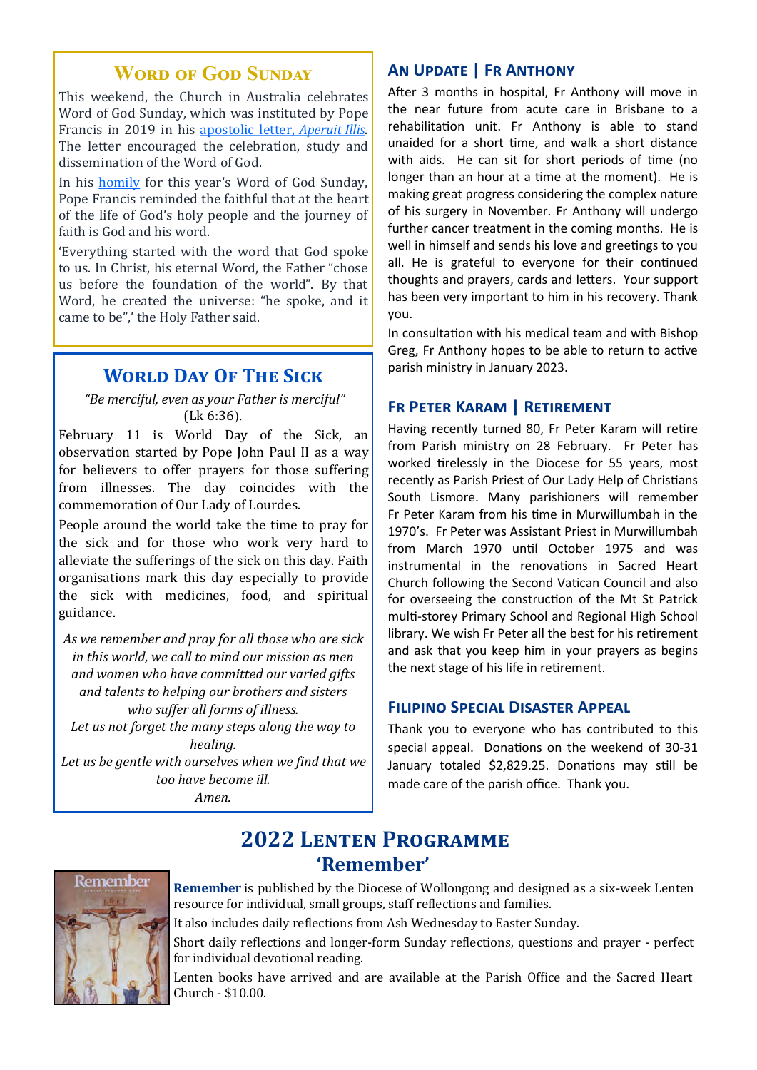## Word of God Sunday

This weekend, the Church in Australia celebrates Word of God Sunday, which was instituted by Pope Francis in 2019 in his apostolic letter, *Aperuit Illis*. The letter encouraged the celebration, study and dissemination of the Word of God.

In his homily for this year's Word of God Sunday, Pope Francis reminded the faithful that at the heart of the life of God's holy people and the journey of faith is God and his word.

'Everything started with the word that God spoke to us. In Christ, his eternal Word, the Father "chose us before the foundation of the world". By that Word, he created the universe: "he spoke, and it came to be",' the Holy Father said.

## World Day Of The Sick

*"Be merciful, even as your Father is merciful"* (Lk 6:36).

February 11 is World Day of the Sick, an observation started by Pope John Paul II as a way for believers to offer prayers for those suffering from illnesses. The day coincides with the commemoration of Our Lady of Lourdes.

People around the world take the time to pray for the sick and for those who work very hard to alleviate the sufferings of the sick on this day. Faith organisations mark this day especially to provide the sick with medicines, food, and spiritual guidance.

*As we remember and pray for all those who are sick in this world, we call to mind our mission as men and women who have committed our varied gifts and talents to helping our brothers and sisters who suffer all forms of illness.*
*Let us not forget the many steps along the way to healing.*
*Let us be gentle with ourselves when we find that we too have become ill.*
*Amen.*

## An Update | Fr Anthony

After 3 months in hospital, Fr Anthony will move in the near future from acute care in Brisbane to a rehabilitation unit. Fr Anthony is able to stand unaided for a short time, and walk a short distance with aids. He can sit for short periods of time (no longer than an hour at a time at the moment). He is making great progress considering the complex nature of his surgery in November. Fr Anthony will undergo further cancer treatment in the coming months. He is well in himself and sends his love and greetings to you all. He is grateful to everyone for their continued thoughts and prayers, cards and letters. Your support has been very important to him in his recovery. Thank you.

In consultation with his medical team and with Bishop Greg, Fr Anthony hopes to be able to return to active parish ministry in January 2023.

## Fr Peter Karam | Retirement

Having recently turned 80, Fr Peter Karam will retire from Parish ministry on 28 February. Fr Peter has worked tirelessly in the Diocese for 55 years, most recently as Parish Priest of Our Lady Help of Christians South Lismore. Many parishioners will remember Fr Peter Karam from his time in Murwillumbah in the 1970's. Fr Peter was Assistant Priest in Murwillumbah from March 1970 until October 1975 and was instrumental in the renovations in Sacred Heart Church following the Second Vatican Council and also for overseeing the construction of the Mt St Patrick multi-storey Primary School and Regional High School library. We wish Fr Peter all the best for his retirement and ask that you keep him in your prayers as begins the next stage of his life in retirement.

## Filipino Special Disaster Appeal

Thank you to everyone who has contributed to this special appeal. Donations on the weekend of 30-31 January totaled $2,829.25. Donations may still be made care of the parish office. Thank you.

## 2022 Lenten Programme
## 'Remember'

**Remember** is published by the Diocese of Wollongong and designed as a six-week Lenten resource for individual, small groups, staff reflections and families.

It also includes daily reflections from Ash Wednesday to Easter Sunday.

Short daily reflections and longer-form Sunday reflections, questions and prayer - perfect for individual devotional reading.

Lenten books have arrived and are available at the Parish Office and the Sacred Heart Church - $10.00.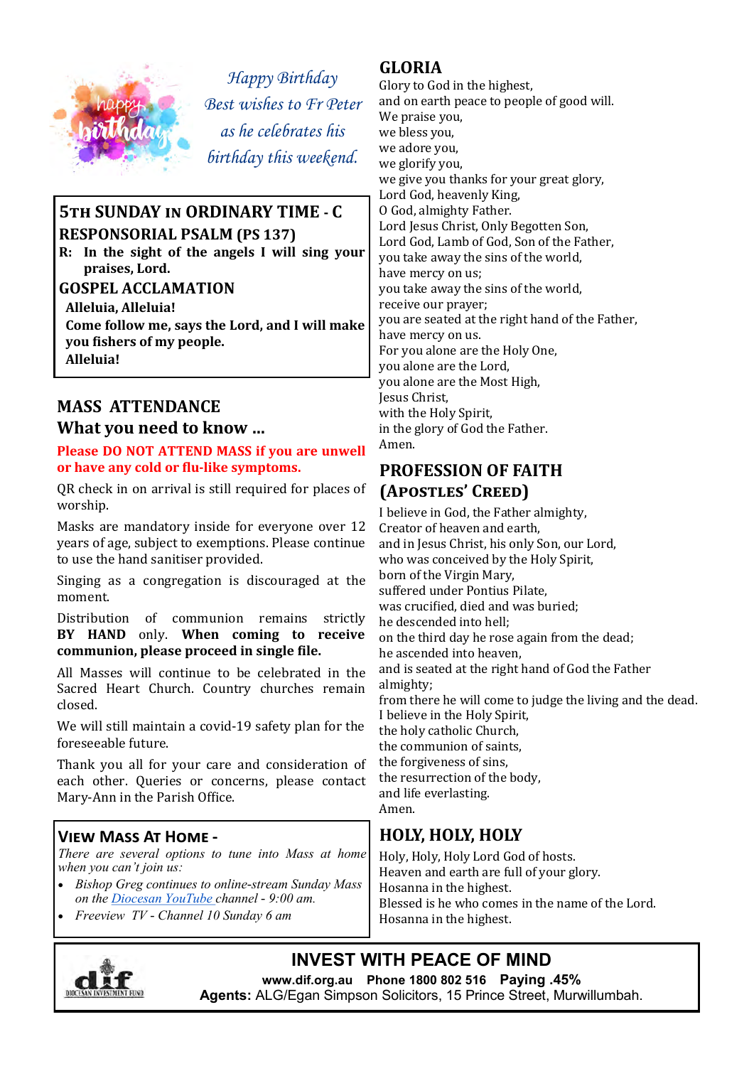*Happy Birthday*
*Best wishes to Fr Peter as he celebrates his birthday this weekend.*

## 5TH SUNDAY IN ORDINARY TIME - C

### RESPONSORIAL PSALM (PS 137)

**R: In the sight of the angels I will sing your praises, Lord.**

### GOSPEL ACCLAMATION

**Alleluia, Alleluia!**
**Come follow me, says the Lord, and I will make you fishers of my people.**
**Alleluia!**

## MASS ATTENDANCE
## What you need to know ...

**Please DO NOT ATTEND MASS if you are unwell or have any cold or flu-like symptoms.**

QR check in on arrival is still required for places of worship.

Masks are mandatory inside for everyone over 12 years of age, subject to exemptions. Please continue to use the hand sanitiser provided.

Singing as a congregation is discouraged at the moment.

Distribution of communion remains strictly **BY HAND** only. **When coming to receive communion, please proceed in single file.**

All Masses will continue to be celebrated in the Sacred Heart Church. Country churches remain closed.

We will still maintain a covid-19 safety plan for the foreseeable future.

Thank you all for your care and consideration of each other. Queries or concerns, please contact Mary-Ann in the Parish Office.

### VIEW MASS AT HOME -

*There are several options to tune into Mass at home when you can't join us:*

- *Bishop Greg continues to online-stream Sunday Mass on the Diocesan YouTube channel - 9:00 am.*
- *Freeview TV - Channel 10 Sunday 6 am*

## GLORIA

Glory to God in the highest,
and on earth peace to people of good will.
We praise you,
we bless you,
we adore you,
we glorify you,
we give you thanks for your great glory,
Lord God, heavenly King,
O God, almighty Father.
Lord Jesus Christ, Only Begotten Son,
Lord God, Lamb of God, Son of the Father,
you take away the sins of the world,
have mercy on us;
you take away the sins of the world,
receive our prayer;
you are seated at the right hand of the Father,
have mercy on us.
For you alone are the Holy One,
you alone are the Lord,
you alone are the Most High,
Jesus Christ,
with the Holy Spirit,
in the glory of God the Father.
Amen.

## PROFESSION OF FAITH (APOSTLES' CREED)

I believe in God, the Father almighty,
Creator of heaven and earth,
and in Jesus Christ, his only Son, our Lord,
who was conceived by the Holy Spirit,
born of the Virgin Mary,
suffered under Pontius Pilate,
was crucified, died and was buried;
he descended into hell;
on the third day he rose again from the dead;
he ascended into heaven,
and is seated at the right hand of God the Father almighty;
from there he will come to judge the living and the dead.
I believe in the Holy Spirit,
the holy catholic Church,
the communion of saints,
the forgiveness of sins,
the resurrection of the body,
and life everlasting.
Amen.

## HOLY, HOLY, HOLY

Holy, Holy, Holy Lord God of hosts.
Heaven and earth are full of your glory.
Hosanna in the highest.
Blessed is he who comes in the name of the Lord.
Hosanna in the highest.

## INVEST WITH PEACE OF MIND

DIOCESAN INVESTMENT FUND

**www.dif.org.au Phone 1800 802 516 Paying .45%**
**Agents:** ALG/Egan Simpson Solicitors, 15 Prince Street, Murwillumbah.